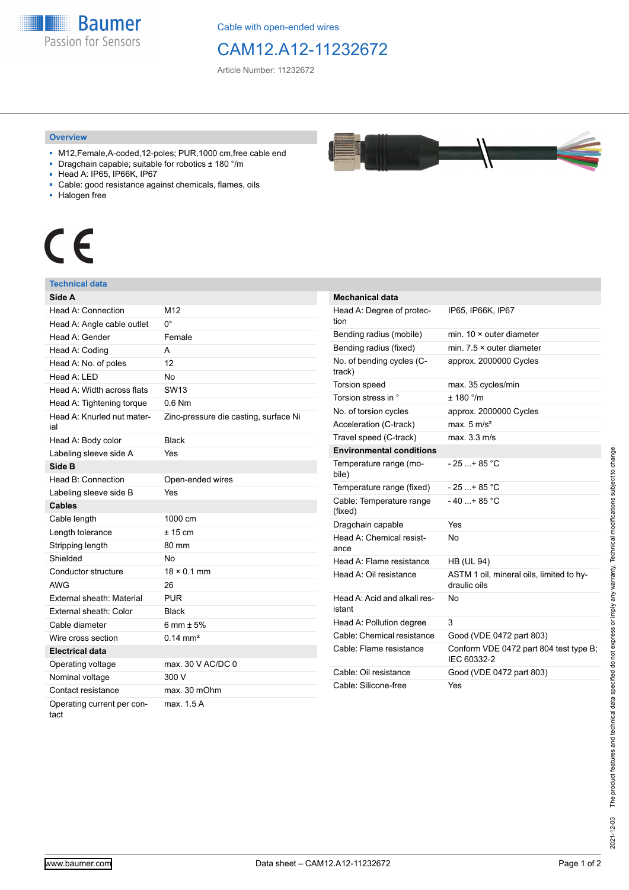Baumer
Passion for Sensors

Cable with open-ended wires

# CAM12.A12-11232672

Article Number: 11232672

## Overview

- M12,Female,A-coded,12-poles; PUR,1000 cm,free cable end
- Dragchain capable; suitable for robotics ± 180 °/m
- Head A: IP65, IP66K, IP67
- Cable: good resistance against chemicals, flames, oils
- Halogen free

CE

## Technical data

| Side A | |
|---|---|
| Head A: Connection | M12 |
| Head A: Angle cable outlet | 0° |
| Head A: Gender | Female |
| Head A: Coding | A |
| Head A: No. of poles | 12 |
| Head A: LED | No |
| Head A: Width across flats | SW13 |
| Head A: Tightening torque | 0.6 Nm |
| Head A: Knurled nut material | Zinc-pressure die casting, surface Ni |
| Head A: Body color | Black |
| Labeling sleeve side A | Yes |
| **Side B** | |
| Head B: Connection | Open-ended wires |
| Labeling sleeve side B | Yes |
| **Cables** | |
| Cable length | 1000 cm |
| Length tolerance | ± 15 cm |
| Stripping length | 80 mm |
| Shielded | No |
| Conductor structure | 18 × 0.1 mm |
| AWG | 26 |
| External sheath: Material | PUR |
| External sheath: Color | Black |
| Cable diameter | 6 mm ± 5% |
| Wire cross section | 0.14 mm² |
| **Electrical data** | |
| Operating voltage | max. 30 V AC/DC 0 |
| Nominal voltage | 300 V |
| Contact resistance | max. 30 mOhm |
| Operating current per contact | max. 1.5 A |

| Mechanical data | |
|---|---|
| Head A: Degree of protection | IP65, IP66K, IP67 |
| Bending radius (mobile) | min. 10 × outer diameter |
| Bending radius (fixed) | min. 7.5 × outer diameter |
| No. of bending cycles (C-track) | approx. 2000000 Cycles |
| Torsion speed | max. 35 cycles/min |
| Torsion stress in ° | ± 180 °/m |
| No. of torsion cycles | approx. 2000000 Cycles |
| Acceleration (C-track) | max. 5 m/s² |
| Travel speed (C-track) | max. 3.3 m/s |
| **Environmental conditions** | |
| Temperature range (mobile) | - 25 ...+ 85 °C |
| Temperature range (fixed) | - 25 ...+ 85 °C |
| Cable: Temperature range (fixed) | - 40 ...+ 85 °C |
| Dragchain capable | Yes |
| Head A: Chemical resistance | No |
| Head A: Flame resistance | HB (UL 94) |
| Head A: Oil resistance | ASTM 1 oil, mineral oils, limited to hydraulic oils |
| Head A: Acid and alkali resistant | No |
| Head A: Pollution degree | 3 |
| Cable: Chemical resistance | Good (VDE 0472 part 803) |
| Cable: Flame resistance | Conform VDE 0472 part 804 test type B; IEC 60332-2 |
| Cable: Oil resistance | Good (VDE 0472 part 803) |
| Cable: Silicone-free | Yes |

2021-12-03 The product features and technical data specified do not express or imply any warranty. Technical modifications subject to change.

www.baumer.com Data sheet – CAM12.A12-11232672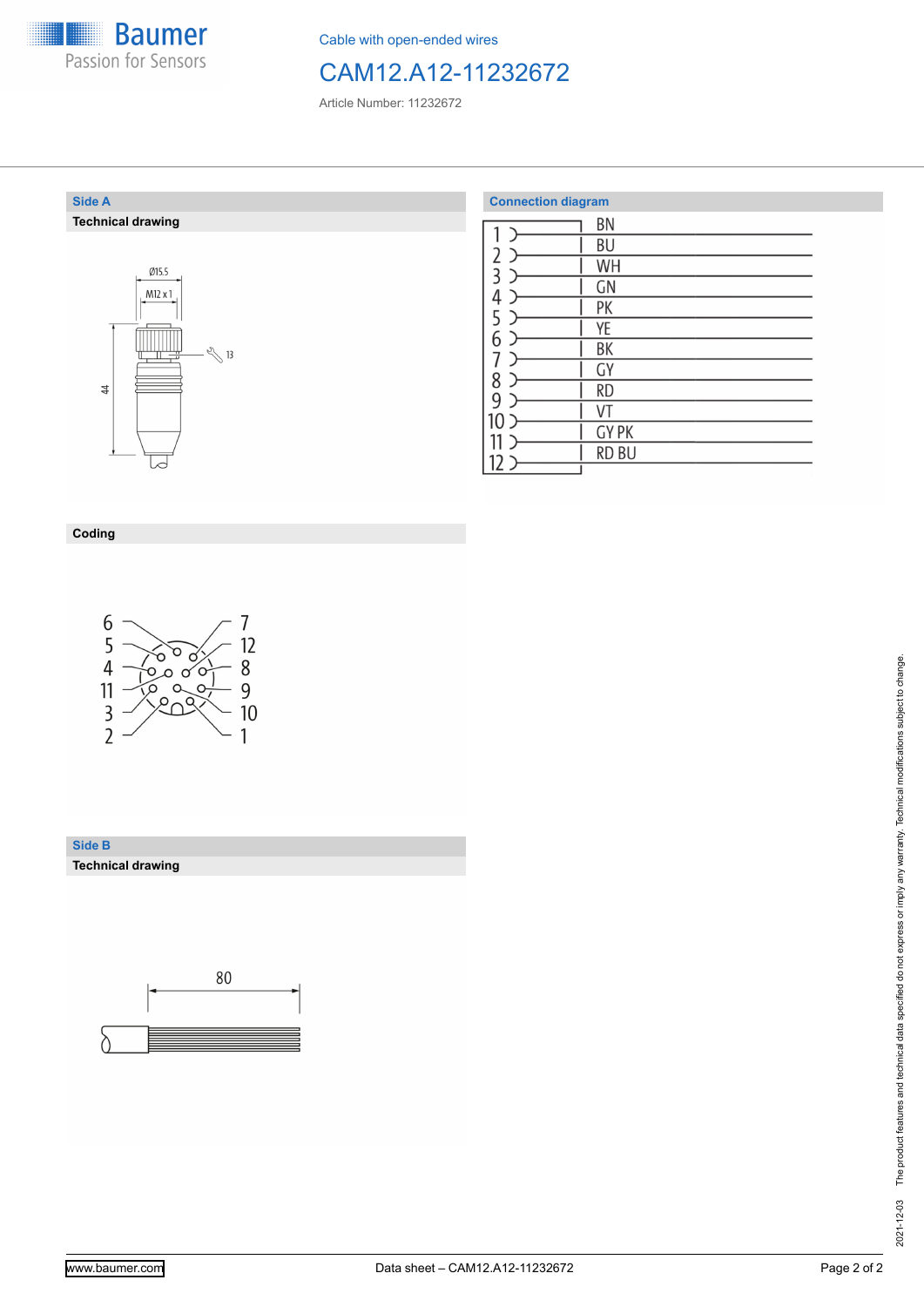Cable with open-ended wires

# CAM12.A12-11232672

Article Number: 11232672

## Side A

### Technical drawing

Ø15.5

M12 x 1

13

44

## Connection diagram

1 BN
2 BU
3 WH
4 GN
5 PK
6 YE
7 BK
8 GY
9 RD
10 VT
11 GY PK
12 RD BU

### Coding

6
5
4
11
3
2

7
12
8
9
10
1

## Side B

### Technical drawing

80

2021-12-03 The product features and technical data specified do not express or imply any warranty. Technical modifications subject to change.